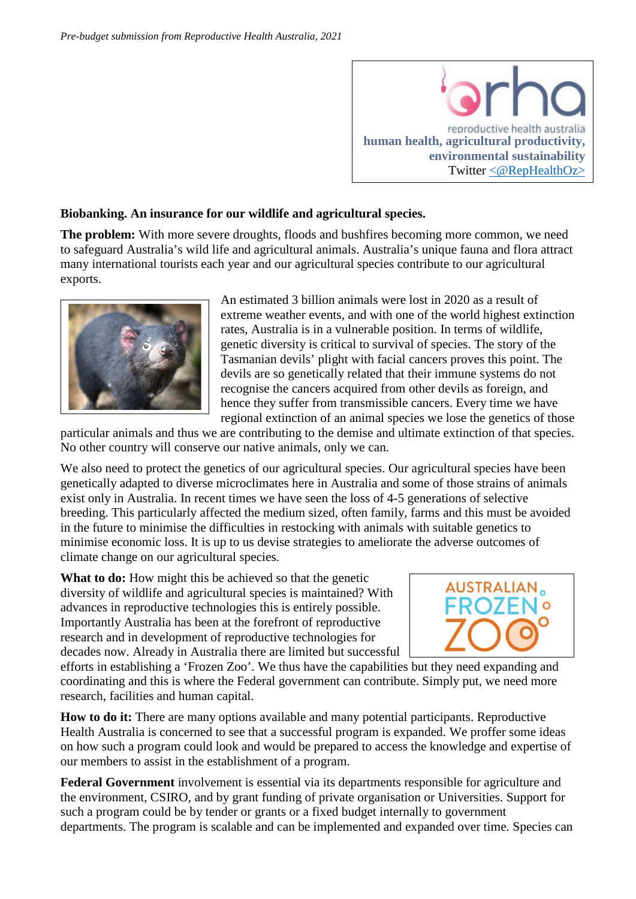*Pre-budget submission from Reproductive Health Australia, 2021*

rha

reproductive health australia

**human health, agricultural productivity, environmental sustainability**

Twitter <@RepHealthOz>

**Biobanking. An insurance for our wildlife and agricultural species.**

**The problem:** With more severe droughts, floods and bushfires becoming more common, we need to safeguard Australia's wild life and agricultural animals. Australia's unique fauna and flora attract many international tourists each year and our agricultural species contribute to our agricultural exports.

An estimated 3 billion animals were lost in 2020 as a result of extreme weather events, and with one of the world highest extinction rates, Australia is in a vulnerable position. In terms of wildlife, genetic diversity is critical to survival of species. The story of the Tasmanian devils' plight with facial cancers proves this point. The devils are so genetically related that their immune systems do not recognise the cancers acquired from other devils as foreign, and hence they suffer from transmissible cancers. Every time we have regional extinction of an animal species we lose the genetics of those particular animals and thus we are contributing to the demise and ultimate extinction of that species. No other country will conserve our native animals, only we can.

We also need to protect the genetics of our agricultural species. Our agricultural species have been genetically adapted to diverse microclimates here in Australia and some of those strains of animals exist only in Australia. In recent times we have seen the loss of 4-5 generations of selective breeding. This particularly affected the medium sized, often family, farms and this must be avoided in the future to minimise the difficulties in restocking with animals with suitable genetics to minimise economic loss. It is up to us devise strategies to ameliorate the adverse outcomes of climate change on our agricultural species.

**What to do:** How might this be achieved so that the genetic diversity of wildlife and agricultural species is maintained? With advances in reproductive technologies this is entirely possible. Importantly Australia has been at the forefront of reproductive research and in development of reproductive technologies for decades now. Already in Australia there are limited but successful efforts in establishing a 'Frozen Zoo'. We thus have the capabilities but they need expanding and coordinating and this is where the Federal government can contribute. Simply put, we need more research, facilities and human capital.

AUSTRALIAN FROZEN ZOO

**How to do it:** There are many options available and many potential participants. Reproductive Health Australia is concerned to see that a successful program is expanded. We proffer some ideas on how such a program could look and would be prepared to access the knowledge and expertise of our members to assist in the establishment of a program.

**Federal Government** involvement is essential via its departments responsible for agriculture and the environment, CSIRO, and by grant funding of private organisation or Universities. Support for such a program could be by tender or grants or a fixed budget internally to government departments. The program is scalable and can be implemented and expanded over time. Species can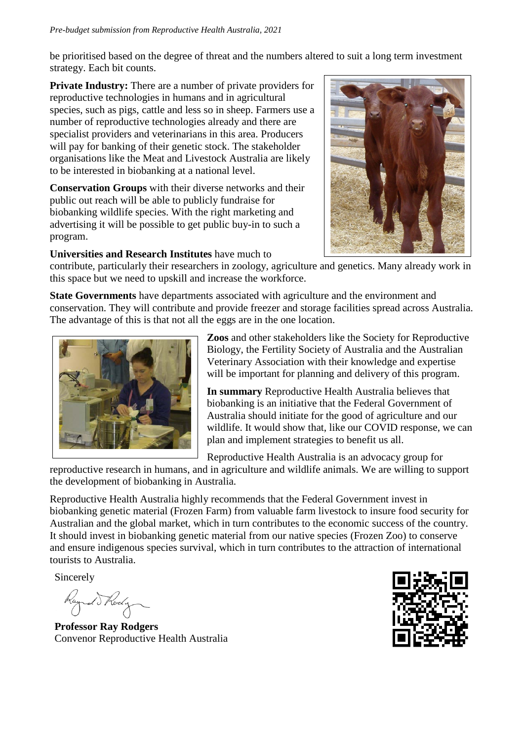be prioritised based on the degree of threat and the numbers altered to suit a long term investment strategy. Each bit counts.

**Private Industry:** There are a number of private providers for reproductive technologies in humans and in agricultural species, such as pigs, cattle and less so in sheep. Farmers use a number of reproductive technologies already and there are specialist providers and veterinarians in this area. Producers will pay for banking of their genetic stock. The stakeholder organisations like the Meat and Livestock Australia are likely to be interested in biobanking at a national level.

**Conservation Groups** with their diverse networks and their public out reach will be able to publicly fundraise for biobanking wildlife species. With the right marketing and advertising it will be possible to get public buy-in to such a program.

**Universities and Research Institutes** have much to contribute, particularly their researchers in zoology, agriculture and genetics. Many already work in this space but we need to upskill and increase the workforce.

**State Governments** have departments associated with agriculture and the environment and conservation. They will contribute and provide freezer and storage facilities spread across Australia. The advantage of this is that not all the eggs are in the one location.

**Zoos** and other stakeholders like the Society for Reproductive Biology, the Fertility Society of Australia and the Australian Veterinary Association with their knowledge and expertise will be important for planning and delivery of this program.

**In summary** Reproductive Health Australia believes that biobanking is an initiative that the Federal Government of Australia should initiate for the good of agriculture and our wildlife. It would show that, like our COVID response, we can plan and implement strategies to benefit us all.

Reproductive Health Australia is an advocacy group for reproductive research in humans, and in agriculture and wildlife animals. We are willing to support the development of biobanking in Australia.

Reproductive Health Australia highly recommends that the Federal Government invest in biobanking genetic material (Frozen Farm) from valuable farm livestock to insure food security for Australian and the global market, which in turn contributes to the economic success of the country. It should invest in biobanking genetic material from our native species (Frozen Zoo) to conserve and ensure indigenous species survival, which in turn contributes to the attraction of international tourists to Australia.

Sincerely

**Professor Ray Rodgers**
Convenor Reproductive Health Australia